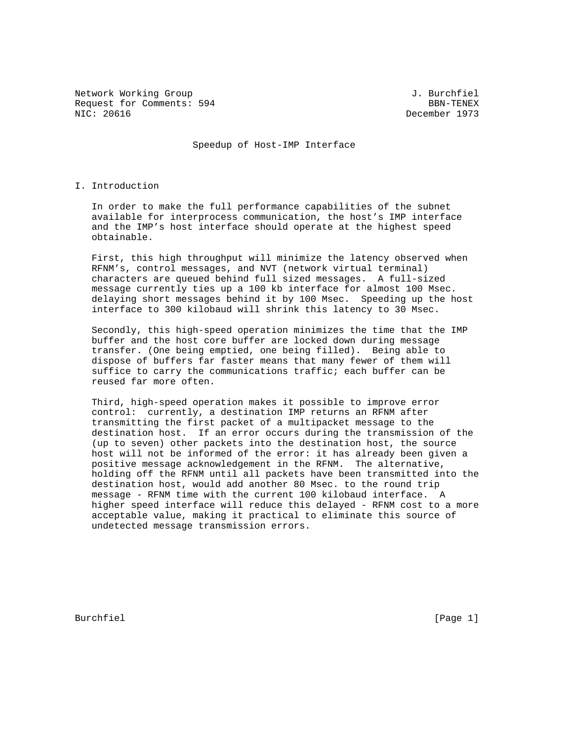Network Working Group J. Burchfiel
Request for Comments: 594 BBN-TENEX
NIC: 20616 December 1973

# Speedup of Host-IMP Interface

## I. Introduction

In order to make the full performance capabilities of the subnet available for interprocess communication, the host's IMP interface and the IMP's host interface should operate at the highest speed obtainable.

First, this high throughput will minimize the latency observed when RFNM's, control messages, and NVT (network virtual terminal) characters are queued behind full sized messages. A full-sized message currently ties up a 100 kb interface for almost 100 Msec. delaying short messages behind it by 100 Msec. Speeding up the host interface to 300 kilobaud will shrink this latency to 30 Msec.

Secondly, this high-speed operation minimizes the time that the IMP buffer and the host core buffer are locked down during message transfer. (One being emptied, one being filled). Being able to dispose of buffers far faster means that many fewer of them will suffice to carry the communications traffic; each buffer can be reused far more often.

Third, high-speed operation makes it possible to improve error control: currently, a destination IMP returns an RFNM after transmitting the first packet of a multipacket message to the destination host. If an error occurs during the transmission of the (up to seven) other packets into the destination host, the source host will not be informed of the error: it has already been given a positive message acknowledgement in the RFNM. The alternative, holding off the RFNM until all packets have been transmitted into the destination host, would add another 80 Msec. to the round trip message - RFNM time with the current 100 kilobaud interface. A higher speed interface will reduce this delayed - RFNM cost to a more acceptable value, making it practical to eliminate this source of undetected message transmission errors.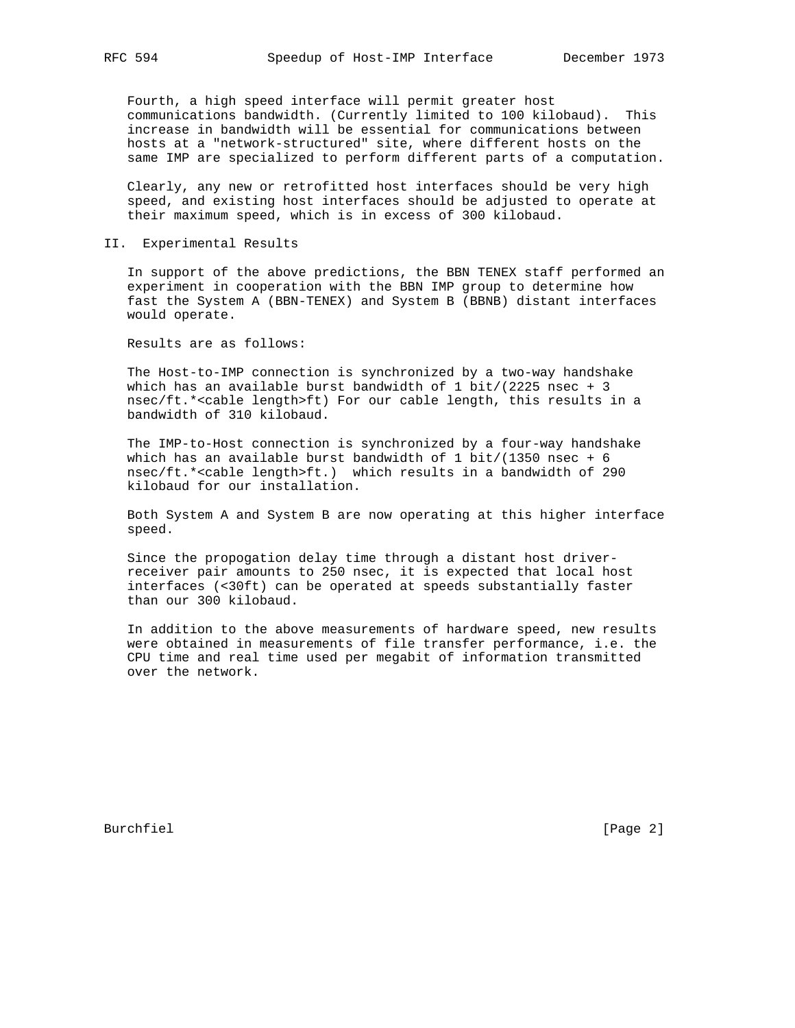Fourth, a high speed interface will permit greater host communications bandwidth. (Currently limited to 100 kilobaud). This increase in bandwidth will be essential for communications between hosts at a "network-structured" site, where different hosts on the same IMP are specialized to perform different parts of a computation.

Clearly, any new or retrofitted host interfaces should be very high speed, and existing host interfaces should be adjusted to operate at their maximum speed, which is in excess of 300 kilobaud.

## II. Experimental Results

In support of the above predictions, the BBN TENEX staff performed an experiment in cooperation with the BBN IMP group to determine how fast the System A (BBN-TENEX) and System B (BBNB) distant interfaces would operate.

Results are as follows:

The Host-to-IMP connection is synchronized by a two-way handshake which has an available burst bandwidth of 1 bit/(2225 nsec + 3 nsec/ft.*<cable length>ft) For our cable length, this results in a bandwidth of 310 kilobaud.

The IMP-to-Host connection is synchronized by a four-way handshake which has an available burst bandwidth of 1 bit/(1350 nsec + 6 nsec/ft.*<cable length>ft.) which results in a bandwidth of 290 kilobaud for our installation.

Both System A and System B are now operating at this higher interface speed.

Since the propogation delay time through a distant host driver-receiver pair amounts to 250 nsec, it is expected that local host interfaces (<30ft) can be operated at speeds substantially faster than our 300 kilobaud.

In addition to the above measurements of hardware speed, new results were obtained in measurements of file transfer performance, i.e. the CPU time and real time used per megabit of information transmitted over the network.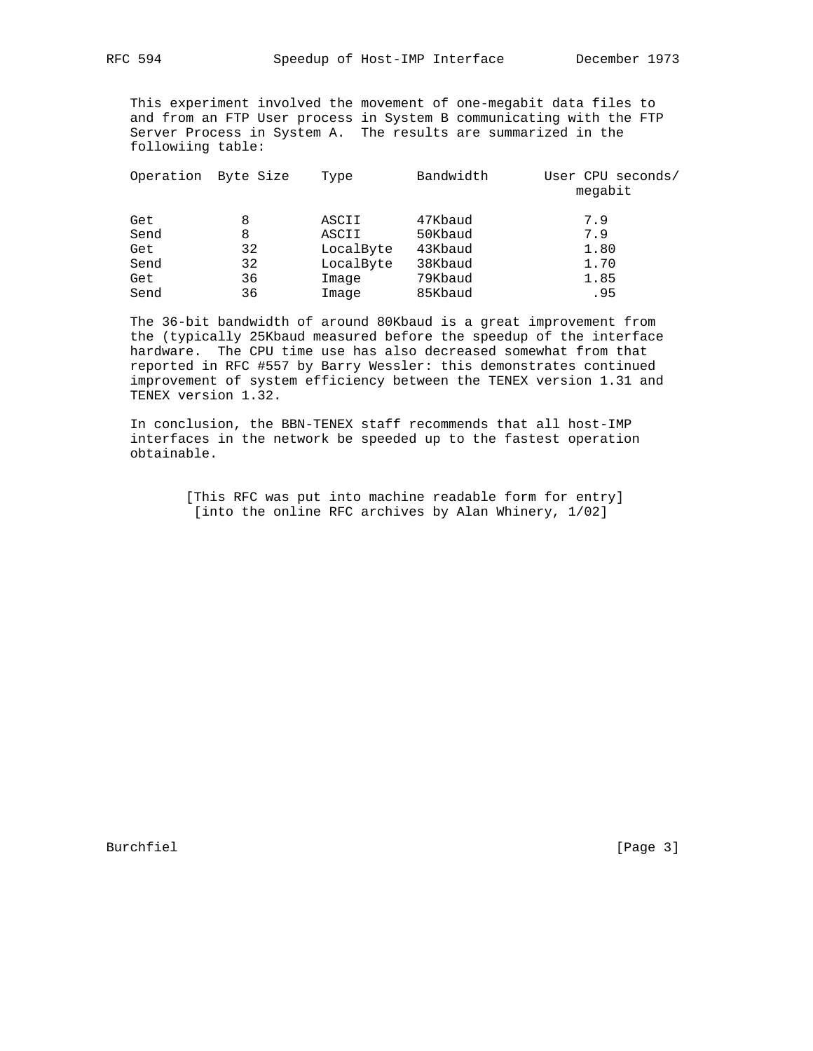This experiment involved the movement of one-megabit data files to and from an FTP User process in System B communicating with the FTP Server Process in System A. The results are summarized in the followiing table:

| Operation | Byte Size | Type | Bandwidth | User CPU seconds/ megabit |
|---|---|---|---|---|
| Get | 8 | ASCII | 47Kbaud | 7.9 |
| Send | 8 | ASCII | 50Kbaud | 7.9 |
| Get | 32 | LocalByte | 43Kbaud | 1.80 |
| Send | 32 | LocalByte | 38Kbaud | 1.70 |
| Get | 36 | Image | 79Kbaud | 1.85 |
| Send | 36 | Image | 85Kbaud | .95 |

The 36-bit bandwidth of around 80Kbaud is a great improvement from the (typically 25Kbaud measured before the speedup of the interface hardware. The CPU time use has also decreased somewhat from that reported in RFC #557 by Barry Wessler: this demonstrates continued improvement of system efficiency between the TENEX version 1.31 and TENEX version 1.32.

In conclusion, the BBN-TENEX staff recommends that all host-IMP interfaces in the network be speeded up to the fastest operation obtainable.

[This RFC was put into machine readable form for entry]
[into the online RFC archives by Alan Whinery, 1/02]